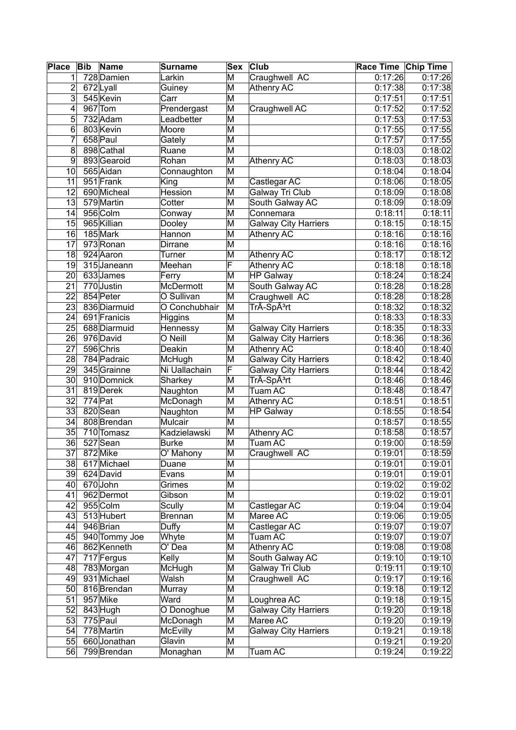| Place | Bib | Name | Surname | Sex | Club | Race Time | Chip Time |
|---|---|---|---|---|---|---|---|
| 1 | 728 | Damien | Larkin | M | Craughwell AC | 0:17:26 | 0:17:26 |
| 2 | 672 | Lyall | Guiney | M | Athenry AC | 0:17:38 | 0:17:38 |
| 3 | 545 | Kevin | Carr | M | | 0:17:51 | 0:17:51 |
| 4 | 967 | Tom | Prendergast | M | Craughwell AC | 0:17:52 | 0:17:52 |
| 5 | 732 | Adam | Leadbetter | M | | 0:17:53 | 0:17:53 |
| 6 | 803 | Kevin | Moore | M | | 0:17:55 | 0:17:55 |
| 7 | 658 | Paul | Gately | M | | 0:17:57 | 0:17:55 |
| 8 | 898 | Cathal | Ruane | M | | 0:18:03 | 0:18:02 |
| 9 | 893 | Gearoid | Rohan | M | Athenry AC | 0:18:03 | 0:18:03 |
| 10 | 565 | Aidan | Connaughton | M | | 0:18:04 | 0:18:04 |
| 11 | 951 | Frank | King | M | Castlegar AC | 0:18:06 | 0:18:05 |
| 12 | 690 | Micheal | Hession | M | Galway Tri Club | 0:18:09 | 0:18:08 |
| 13 | 579 | Martin | Cotter | M | South Galway AC | 0:18:09 | 0:18:09 |
| 14 | 956 | Colm | Conway | M | Connemara | 0:18:11 | 0:18:11 |
| 15 | 965 | Killian | Dooley | M | Galway City Harriers | 0:18:15 | 0:18:15 |
| 16 | 185 | Mark | Hannon | M | Athenry AC | 0:18:16 | 0:18:16 |
| 17 | 973 | Ronan | Dirrane | M | | 0:18:16 | 0:18:16 |
| 18 | 924 | Aaron | Turner | M | Athenry AC | 0:18:17 | 0:18:12 |
| 19 | 315 | Janeann | Meehan | F | Athenry AC | 0:18:18 | 0:18:18 |
| 20 | 633 | James | Ferry | M | HP Galway | 0:18:24 | 0:18:24 |
| 21 | 770 | Justin | McDermott | M | South Galway AC | 0:18:28 | 0:18:28 |
| 22 | 854 | Peter | O Sullivan | M | Craughwell AC | 0:18:28 | 0:18:28 |
| 23 | 836 | Diarmuid | O Conchubhair | M | TrÃ-SpÃ³rt | 0:18:32 | 0:18:32 |
| 24 | 691 | Franicis | Higgins | M | | 0:18:33 | 0:18:33 |
| 25 | 688 | Diarmuid | Hennessy | M | Galway City Harriers | 0:18:35 | 0:18:33 |
| 26 | 976 | David | O Neill | M | Galway City Harriers | 0:18:36 | 0:18:36 |
| 27 | 596 | Chris | Deakin | M | Athenry AC | 0:18:40 | 0:18:40 |
| 28 | 784 | Padraic | McHugh | M | Galway City Harriers | 0:18:42 | 0:18:40 |
| 29 | 345 | Grainne | Ni Uallachain | F | Galway City Harriers | 0:18:44 | 0:18:42 |
| 30 | 910 | Domnick | Sharkey | M | TrÃ-SpÃ³rt | 0:18:46 | 0:18:46 |
| 31 | 819 | Derek | Naughton | M | Tuam AC | 0:18:48 | 0:18:47 |
| 32 | 774 | Pat | McDonagh | M | Athenry AC | 0:18:51 | 0:18:51 |
| 33 | 820 | Sean | Naughton | M | HP Galway | 0:18:55 | 0:18:54 |
| 34 | 808 | Brendan | Mulcair | M | | 0:18:57 | 0:18:55 |
| 35 | 710 | Tomasz | Kadzielawski | M | Athenry AC | 0:18:58 | 0:18:57 |
| 36 | 527 | Sean | Burke | M | Tuam AC | 0:19:00 | 0:18:59 |
| 37 | 872 | Mike | O' Mahony | M | Craughwell AC | 0:19:01 | 0:18:59 |
| 38 | 617 | Michael | Duane | M | | 0:19:01 | 0:19:01 |
| 39 | 624 | David | Evans | M | | 0:19:01 | 0:19:01 |
| 40 | 670 | John | Grimes | M | | 0:19:02 | 0:19:02 |
| 41 | 962 | Dermot | Gibson | M | | 0:19:02 | 0:19:01 |
| 42 | 955 | Colm | Scully | M | Castlegar AC | 0:19:04 | 0:19:04 |
| 43 | 513 | Hubert | Brennan | M | Maree AC | 0:19:06 | 0:19:05 |
| 44 | 946 | Brian | Duffy | M | Castlegar AC | 0:19:07 | 0:19:07 |
| 45 | 940 | Tommy Joe | Whyte | M | Tuam AC | 0:19:07 | 0:19:07 |
| 46 | 862 | Kenneth | O' Dea | M | Athenry AC | 0:19:08 | 0:19:08 |
| 47 | 717 | Fergus | Kelly | M | South Galway AC | 0:19:10 | 0:19:10 |
| 48 | 783 | Morgan | McHugh | M | Galway Tri Club | 0:19:11 | 0:19:10 |
| 49 | 931 | Michael | Walsh | M | Craughwell AC | 0:19:17 | 0:19:16 |
| 50 | 816 | Brendan | Murray | M | | 0:19:18 | 0:19:12 |
| 51 | 957 | Mike | Ward | M | Loughrea AC | 0:19:18 | 0:19:15 |
| 52 | 843 | Hugh | O Donoghue | M | Galway City Harriers | 0:19:20 | 0:19:18 |
| 53 | 775 | Paul | McDonagh | M | Maree AC | 0:19:20 | 0:19:19 |
| 54 | 778 | Martin | McEvilly | M | Galway City Harriers | 0:19:21 | 0:19:18 |
| 55 | 660 | Jonathan | Glavin | M | | 0:19:21 | 0:19:20 |
| 56 | 799 | Brendan | Monaghan | M | Tuam AC | 0:19:24 | 0:19:22 |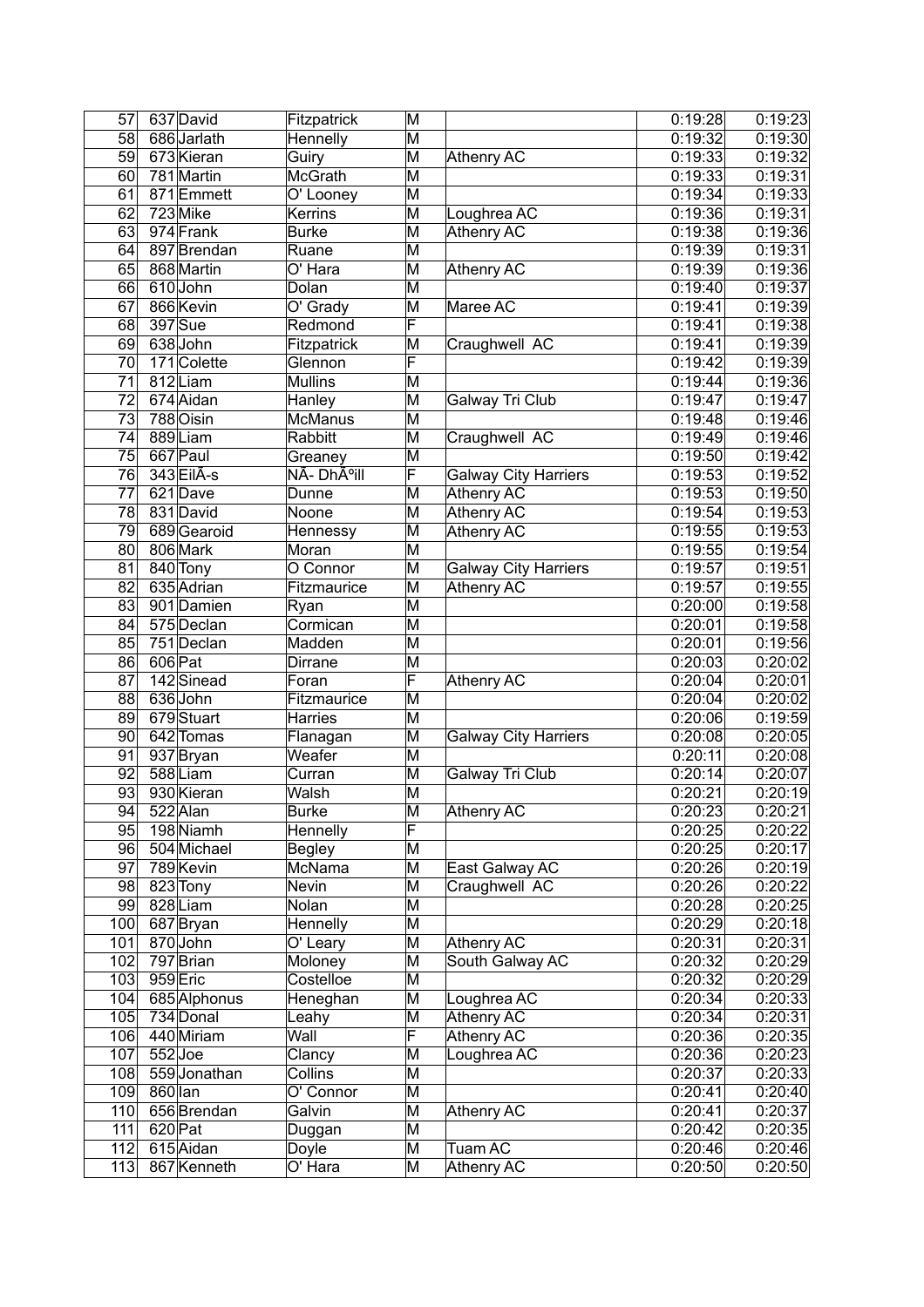| 57 | 637 | David | Fitzpatrick | M | | 0:19:28 | 0:19:23 |
|---|---|---|---|---|---|---|---|
| 58 | 686 | Jarlath | Hennelly | M | | 0:19:32 | 0:19:30 |
| 59 | 673 | Kieran | Guiry | M | Athenry AC | 0:19:33 | 0:19:32 |
| 60 | 781 | Martin | McGrath | M | | 0:19:33 | 0:19:31 |
| 61 | 871 | Emmett | O' Looney | M | | 0:19:34 | 0:19:33 |
| 62 | 723 | Mike | Kerrins | M | Loughrea AC | 0:19:36 | 0:19:31 |
| 63 | 974 | Frank | Burke | M | Athenry AC | 0:19:38 | 0:19:36 |
| 64 | 897 | Brendan | Ruane | M | | 0:19:39 | 0:19:31 |
| 65 | 868 | Martin | O' Hara | M | Athenry AC | 0:19:39 | 0:19:36 |
| 66 | 610 | John | Dolan | M | | 0:19:40 | 0:19:37 |
| 67 | 866 | Kevin | O' Grady | M | Maree AC | 0:19:41 | 0:19:39 |
| 68 | 397 | Sue | Redmond | F | | 0:19:41 | 0:19:38 |
| 69 | 638 | John | Fitzpatrick | M | Craughwell AC | 0:19:41 | 0:19:39 |
| 70 | 171 | Colette | Glennon | F | | 0:19:42 | 0:19:39 |
| 71 | 812 | Liam | Mullins | M | | 0:19:44 | 0:19:36 |
| 72 | 674 | Aidan | Hanley | M | Galway Tri Club | 0:19:47 | 0:19:47 |
| 73 | 788 | Oisin | McManus | M | | 0:19:48 | 0:19:46 |
| 74 | 889 | Liam | Rabbitt | M | Craughwell AC | 0:19:49 | 0:19:46 |
| 75 | 667 | Paul | Greaney | M | | 0:19:50 | 0:19:42 |
| 76 | 343 | EilÃ-s | NÃ- DhÃºill | F | Galway City Harriers | 0:19:53 | 0:19:52 |
| 77 | 621 | Dave | Dunne | M | Athenry AC | 0:19:53 | 0:19:50 |
| 78 | 831 | David | Noone | M | Athenry AC | 0:19:54 | 0:19:53 |
| 79 | 689 | Gearoid | Hennessy | M | Athenry AC | 0:19:55 | 0:19:53 |
| 80 | 806 | Mark | Moran | M | | 0:19:55 | 0:19:54 |
| 81 | 840 | Tony | O Connor | M | Galway City Harriers | 0:19:57 | 0:19:51 |
| 82 | 635 | Adrian | Fitzmaurice | M | Athenry AC | 0:19:57 | 0:19:55 |
| 83 | 901 | Damien | Ryan | M | | 0:20:00 | 0:19:58 |
| 84 | 575 | Declan | Cormican | M | | 0:20:01 | 0:19:58 |
| 85 | 751 | Declan | Madden | M | | 0:20:01 | 0:19:56 |
| 86 | 606 | Pat | Dirrane | M | | 0:20:03 | 0:20:02 |
| 87 | 142 | Sinead | Foran | F | Athenry AC | 0:20:04 | 0:20:01 |
| 88 | 636 | John | Fitzmaurice | M | | 0:20:04 | 0:20:02 |
| 89 | 679 | Stuart | Harries | M | | 0:20:06 | 0:19:59 |
| 90 | 642 | Tomas | Flanagan | M | Galway City Harriers | 0:20:08 | 0:20:05 |
| 91 | 937 | Bryan | Weafer | M | | 0:20:11 | 0:20:08 |
| 92 | 588 | Liam | Curran | M | Galway Tri Club | 0:20:14 | 0:20:07 |
| 93 | 930 | Kieran | Walsh | M | | 0:20:21 | 0:20:19 |
| 94 | 522 | Alan | Burke | M | Athenry AC | 0:20:23 | 0:20:21 |
| 95 | 198 | Niamh | Hennelly | F | | 0:20:25 | 0:20:22 |
| 96 | 504 | Michael | Begley | M | | 0:20:25 | 0:20:17 |
| 97 | 789 | Kevin | McNama | M | East Galway AC | 0:20:26 | 0:20:19 |
| 98 | 823 | Tony | Nevin | M | Craughwell AC | 0:20:26 | 0:20:22 |
| 99 | 828 | Liam | Nolan | M | | 0:20:28 | 0:20:25 |
| 100 | 687 | Bryan | Hennelly | M | | 0:20:29 | 0:20:18 |
| 101 | 870 | John | O' Leary | M | Athenry AC | 0:20:31 | 0:20:31 |
| 102 | 797 | Brian | Moloney | M | South Galway AC | 0:20:32 | 0:20:29 |
| 103 | 959 | Eric | Costelloe | M | | 0:20:32 | 0:20:29 |
| 104 | 685 | Alphonus | Heneghan | M | Loughrea AC | 0:20:34 | 0:20:33 |
| 105 | 734 | Donal | Leahy | M | Athenry AC | 0:20:34 | 0:20:31 |
| 106 | 440 | Miriam | Wall | F | Athenry AC | 0:20:36 | 0:20:35 |
| 107 | 552 | Joe | Clancy | M | Loughrea AC | 0:20:36 | 0:20:23 |
| 108 | 559 | Jonathan | Collins | M | | 0:20:37 | 0:20:33 |
| 109 | 860 | Ian | O' Connor | M | | 0:20:41 | 0:20:40 |
| 110 | 656 | Brendan | Galvin | M | Athenry AC | 0:20:41 | 0:20:37 |
| 111 | 620 | Pat | Duggan | M | | 0:20:42 | 0:20:35 |
| 112 | 615 | Aidan | Doyle | M | Tuam AC | 0:20:46 | 0:20:46 |
| 113 | 867 | Kenneth | O' Hara | M | Athenry AC | 0:20:50 | 0:20:50 |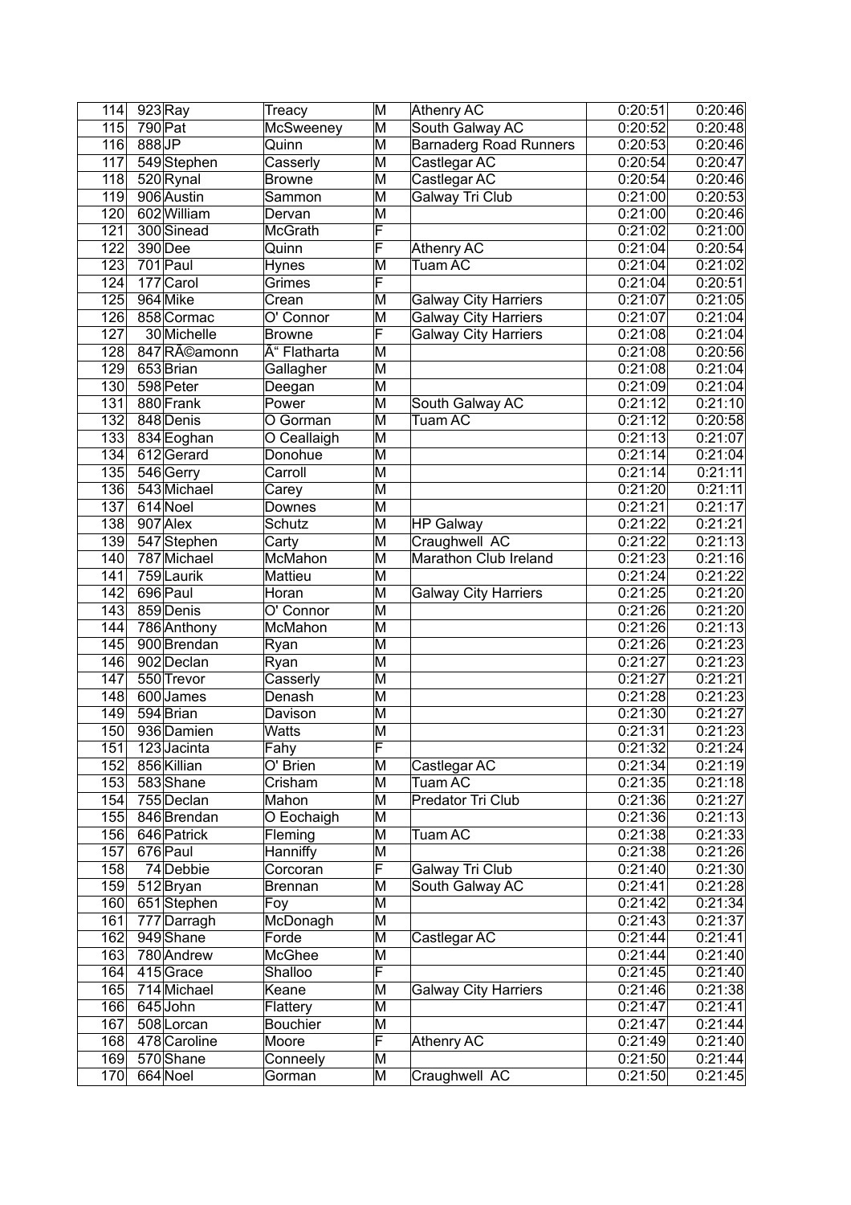| | | | | | | | |
|---|---|---|---|---|---|---|---|
| 114 | 923 | Ray | Treacy | M | Athenry AC | 0:20:51 | 0:20:46 |
| 115 | 790 | Pat | McSweeney | M | South Galway AC | 0:20:52 | 0:20:48 |
| 116 | 888 | JP | Quinn | M | Barnaderg Road Runners | 0:20:53 | 0:20:46 |
| 117 | 549 | Stephen | Casserly | M | Castlegar AC | 0:20:54 | 0:20:47 |
| 118 | 520 | Rynal | Browne | M | Castlegar AC | 0:20:54 | 0:20:46 |
| 119 | 906 | Austin | Sammon | M | Galway Tri Club | 0:21:00 | 0:20:53 |
| 120 | 602 | William | Dervan | M | | 0:21:00 | 0:20:46 |
| 121 | 300 | Sinead | McGrath | F | | 0:21:02 | 0:21:00 |
| 122 | 390 | Dee | Quinn | F | Athenry AC | 0:21:04 | 0:20:54 |
| 123 | 701 | Paul | Hynes | M | Tuam AC | 0:21:04 | 0:21:02 |
| 124 | 177 | Carol | Grimes | F | | 0:21:04 | 0:20:51 |
| 125 | 964 | Mike | Crean | M | Galway City Harriers | 0:21:07 | 0:21:05 |
| 126 | 858 | Cormac | O' Connor | M | Galway City Harriers | 0:21:07 | 0:21:04 |
| 127 | 30 | Michelle | Browne | F | Galway City Harriers | 0:21:08 | 0:21:04 |
| 128 | 847 | RÃ©amonn | Ã“ Flatharta | M | | 0:21:08 | 0:20:56 |
| 129 | 653 | Brian | Gallagher | M | | 0:21:08 | 0:21:04 |
| 130 | 598 | Peter | Deegan | M | | 0:21:09 | 0:21:04 |
| 131 | 880 | Frank | Power | M | South Galway AC | 0:21:12 | 0:21:10 |
| 132 | 848 | Denis | O Gorman | M | Tuam AC | 0:21:12 | 0:20:58 |
| 133 | 834 | Eoghan | O Ceallaigh | M | | 0:21:13 | 0:21:07 |
| 134 | 612 | Gerard | Donohue | M | | 0:21:14 | 0:21:04 |
| 135 | 546 | Gerry | Carroll | M | | 0:21:14 | 0:21:11 |
| 136 | 543 | Michael | Carey | M | | 0:21:20 | 0:21:11 |
| 137 | 614 | Noel | Downes | M | | 0:21:21 | 0:21:17 |
| 138 | 907 | Alex | Schutz | M | HP Galway | 0:21:22 | 0:21:21 |
| 139 | 547 | Stephen | Carty | M | Craughwell AC | 0:21:22 | 0:21:13 |
| 140 | 787 | Michael | McMahon | M | Marathon Club Ireland | 0:21:23 | 0:21:16 |
| 141 | 759 | Laurik | Mattieu | M | | 0:21:24 | 0:21:22 |
| 142 | 696 | Paul | Horan | M | Galway City Harriers | 0:21:25 | 0:21:20 |
| 143 | 859 | Denis | O' Connor | M | | 0:21:26 | 0:21:20 |
| 144 | 786 | Anthony | McMahon | M | | 0:21:26 | 0:21:13 |
| 145 | 900 | Brendan | Ryan | M | | 0:21:26 | 0:21:23 |
| 146 | 902 | Declan | Ryan | M | | 0:21:27 | 0:21:23 |
| 147 | 550 | Trevor | Casserly | M | | 0:21:27 | 0:21:21 |
| 148 | 600 | James | Denash | M | | 0:21:28 | 0:21:23 |
| 149 | 594 | Brian | Davison | M | | 0:21:30 | 0:21:27 |
| 150 | 936 | Damien | Watts | M | | 0:21:31 | 0:21:23 |
| 151 | 123 | Jacinta | Fahy | F | | 0:21:32 | 0:21:24 |
| 152 | 856 | Killian | O' Brien | M | Castlegar AC | 0:21:34 | 0:21:19 |
| 153 | 583 | Shane | Crisham | M | Tuam AC | 0:21:35 | 0:21:18 |
| 154 | 755 | Declan | Mahon | M | Predator Tri Club | 0:21:36 | 0:21:27 |
| 155 | 846 | Brendan | O Eochaigh | M | | 0:21:36 | 0:21:13 |
| 156 | 646 | Patrick | Fleming | M | Tuam AC | 0:21:38 | 0:21:33 |
| 157 | 676 | Paul | Hanniffy | M | | 0:21:38 | 0:21:26 |
| 158 | 74 | Debbie | Corcoran | F | Galway Tri Club | 0:21:40 | 0:21:30 |
| 159 | 512 | Bryan | Brennan | M | South Galway AC | 0:21:41 | 0:21:28 |
| 160 | 651 | Stephen | Foy | M | | 0:21:42 | 0:21:34 |
| 161 | 777 | Darragh | McDonagh | M | | 0:21:43 | 0:21:37 |
| 162 | 949 | Shane | Forde | M | Castlegar AC | 0:21:44 | 0:21:41 |
| 163 | 780 | Andrew | McGhee | M | | 0:21:44 | 0:21:40 |
| 164 | 415 | Grace | Shalloo | F | | 0:21:45 | 0:21:40 |
| 165 | 714 | Michael | Keane | M | Galway City Harriers | 0:21:46 | 0:21:38 |
| 166 | 645 | John | Flattery | M | | 0:21:47 | 0:21:41 |
| 167 | 508 | Lorcan | Bouchier | M | | 0:21:47 | 0:21:44 |
| 168 | 478 | Caroline | Moore | F | Athenry AC | 0:21:49 | 0:21:40 |
| 169 | 570 | Shane | Conneely | M | | 0:21:50 | 0:21:44 |
| 170 | 664 | Noel | Gorman | M | Craughwell AC | 0:21:50 | 0:21:45 |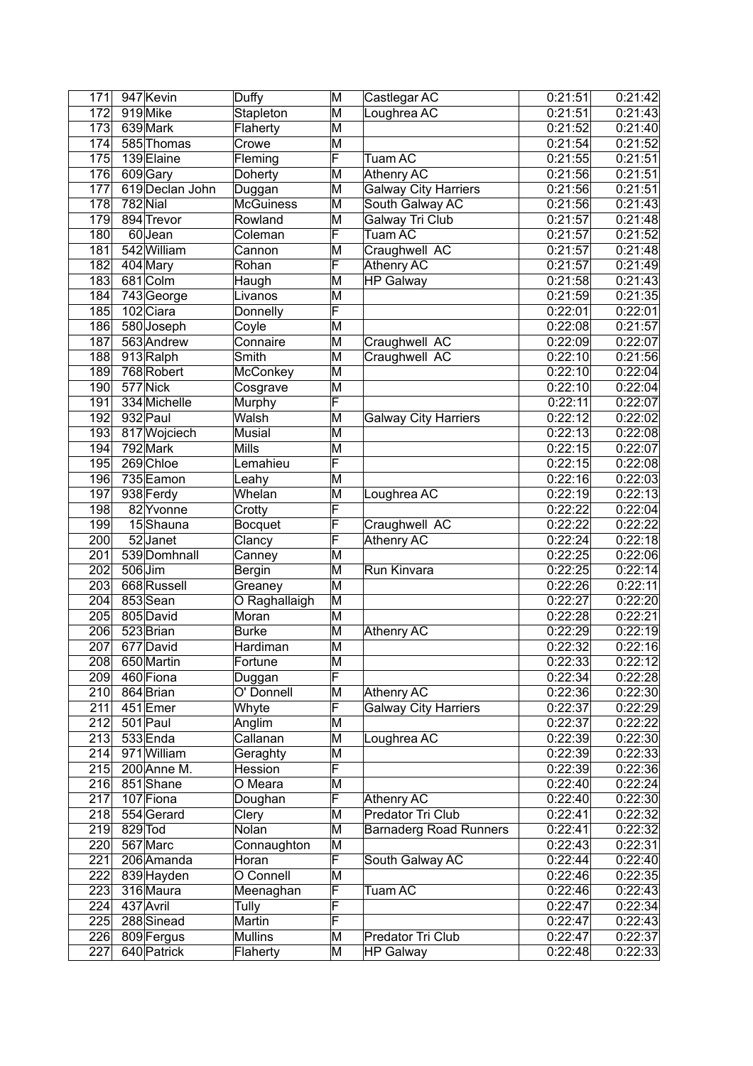| 171 | 947 | Kevin | Duffy | M | Castlegar AC | 0:21:51 | 0:21:42 |
|---|---|---|---|---|---|---|---|
| 172 | 919 | Mike | Stapleton | M | Loughrea AC | 0:21:51 | 0:21:43 |
| 173 | 639 | Mark | Flaherty | M | | 0:21:52 | 0:21:40 |
| 174 | 585 | Thomas | Crowe | M | | 0:21:54 | 0:21:52 |
| 175 | 139 | Elaine | Fleming | F | Tuam AC | 0:21:55 | 0:21:51 |
| 176 | 609 | Gary | Doherty | M | Athenry AC | 0:21:56 | 0:21:51 |
| 177 | 619 | Declan John | Duggan | M | Galway City Harriers | 0:21:56 | 0:21:51 |
| 178 | 782 | Nial | McGuiness | M | South Galway AC | 0:21:56 | 0:21:43 |
| 179 | 894 | Trevor | Rowland | M | Galway Tri Club | 0:21:57 | 0:21:48 |
| 180 | 60 | Jean | Coleman | F | Tuam AC | 0:21:57 | 0:21:52 |
| 181 | 542 | William | Cannon | M | Craughwell AC | 0:21:57 | 0:21:48 |
| 182 | 404 | Mary | Rohan | F | Athenry AC | 0:21:57 | 0:21:49 |
| 183 | 681 | Colm | Haugh | M | HP Galway | 0:21:58 | 0:21:43 |
| 184 | 743 | George | Livanos | M | | 0:21:59 | 0:21:35 |
| 185 | 102 | Ciara | Donnelly | F | | 0:22:01 | 0:22:01 |
| 186 | 580 | Joseph | Coyle | M | | 0:22:08 | 0:21:57 |
| 187 | 563 | Andrew | Connaire | M | Craughwell AC | 0:22:09 | 0:22:07 |
| 188 | 913 | Ralph | Smith | M | Craughwell AC | 0:22:10 | 0:21:56 |
| 189 | 768 | Robert | McConkey | M | | 0:22:10 | 0:22:04 |
| 190 | 577 | Nick | Cosgrave | M | | 0:22:10 | 0:22:04 |
| 191 | 334 | Michelle | Murphy | F | | 0:22:11 | 0:22:07 |
| 192 | 932 | Paul | Walsh | M | Galway City Harriers | 0:22:12 | 0:22:02 |
| 193 | 817 | Wojciech | Musial | M | | 0:22:13 | 0:22:08 |
| 194 | 792 | Mark | Mills | M | | 0:22:15 | 0:22:07 |
| 195 | 269 | Chloe | Lemahieu | F | | 0:22:15 | 0:22:08 |
| 196 | 735 | Eamon | Leahy | M | | 0:22:16 | 0:22:03 |
| 197 | 938 | Ferdy | Whelan | M | Loughrea AC | 0:22:19 | 0:22:13 |
| 198 | 82 | Yvonne | Crotty | F | | 0:22:22 | 0:22:04 |
| 199 | 15 | Shauna | Bocquet | F | Craughwell AC | 0:22:22 | 0:22:22 |
| 200 | 52 | Janet | Clancy | F | Athenry AC | 0:22:24 | 0:22:18 |
| 201 | 539 | Domhnall | Canney | M | | 0:22:25 | 0:22:06 |
| 202 | 506 | Jim | Bergin | M | Run Kinvara | 0:22:25 | 0:22:14 |
| 203 | 668 | Russell | Greaney | M | | 0:22:26 | 0:22:11 |
| 204 | 853 | Sean | O Raghallaigh | M | | 0:22:27 | 0:22:20 |
| 205 | 805 | David | Moran | M | | 0:22:28 | 0:22:21 |
| 206 | 523 | Brian | Burke | M | Athenry AC | 0:22:29 | 0:22:19 |
| 207 | 677 | David | Hardiman | M | | 0:22:32 | 0:22:16 |
| 208 | 650 | Martin | Fortune | M | | 0:22:33 | 0:22:12 |
| 209 | 460 | Fiona | Duggan | F | | 0:22:34 | 0:22:28 |
| 210 | 864 | Brian | O' Donnell | M | Athenry AC | 0:22:36 | 0:22:30 |
| 211 | 451 | Emer | Whyte | F | Galway City Harriers | 0:22:37 | 0:22:29 |
| 212 | 501 | Paul | Anglim | M | | 0:22:37 | 0:22:22 |
| 213 | 533 | Enda | Callanan | M | Loughrea AC | 0:22:39 | 0:22:30 |
| 214 | 971 | William | Geraghty | M | | 0:22:39 | 0:22:33 |
| 215 | 200 | Anne M. | Hession | F | | 0:22:39 | 0:22:36 |
| 216 | 851 | Shane | O Meara | M | | 0:22:40 | 0:22:24 |
| 217 | 107 | Fiona | Doughan | F | Athenry AC | 0:22:40 | 0:22:30 |
| 218 | 554 | Gerard | Clery | M | Predator Tri Club | 0:22:41 | 0:22:32 |
| 219 | 829 | Tod | Nolan | M | Barnaderg Road Runners | 0:22:41 | 0:22:32 |
| 220 | 567 | Marc | Connaughton | M | | 0:22:43 | 0:22:31 |
| 221 | 206 | Amanda | Horan | F | South Galway AC | 0:22:44 | 0:22:40 |
| 222 | 839 | Hayden | O Connell | M | | 0:22:46 | 0:22:35 |
| 223 | 316 | Maura | Meenaghan | F | Tuam AC | 0:22:46 | 0:22:43 |
| 224 | 437 | Avril | Tully | F | | 0:22:47 | 0:22:34 |
| 225 | 288 | Sinead | Martin | F | | 0:22:47 | 0:22:43 |
| 226 | 809 | Fergus | Mullins | M | Predator Tri Club | 0:22:47 | 0:22:37 |
| 227 | 640 | Patrick | Flaherty | M | HP Galway | 0:22:48 | 0:22:33 |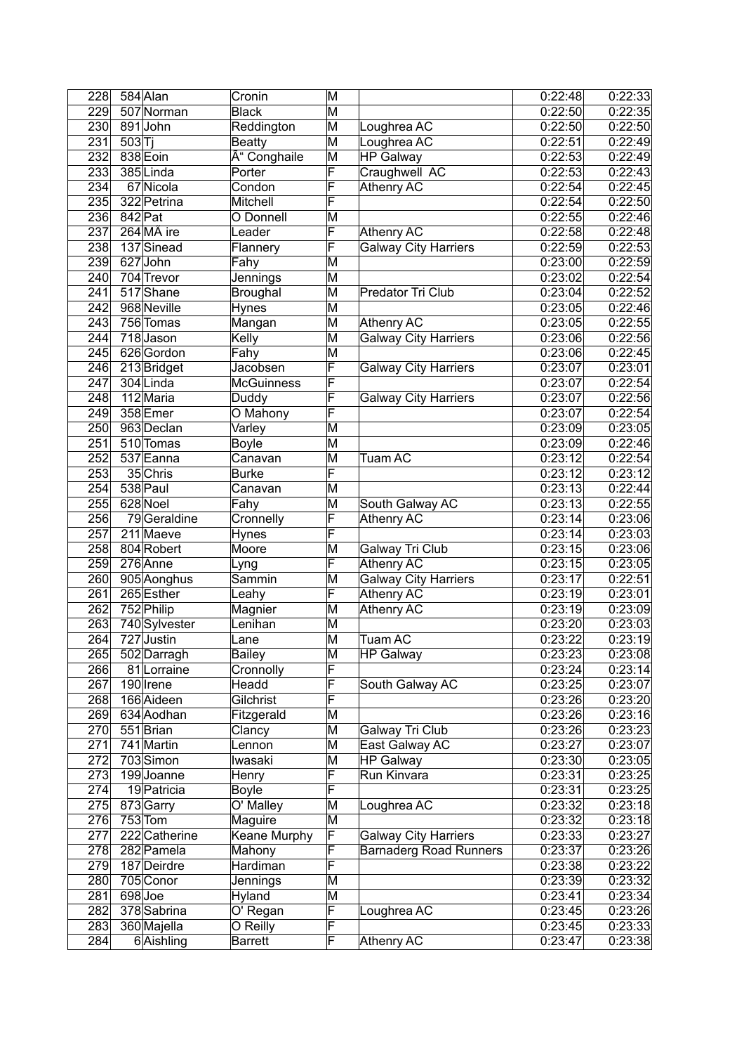| 228 | 584 | Alan | Cronin | M | | 0:22:48 | 0:22:33 |
|---|---|---|---|---|---|---|---|
| 229 | 507 | Norman | Black | M | | 0:22:50 | 0:22:35 |
| 230 | 891 | John | Reddington | M | Loughrea AC | 0:22:50 | 0:22:50 |
| 231 | 503 | Tj | Beatty | M | Loughrea AC | 0:22:51 | 0:22:49 |
| 232 | 838 | Eoin | Ã“ Conghaile | M | HP Galway | 0:22:53 | 0:22:49 |
| 233 | 385 | Linda | Porter | F | Craughwell AC | 0:22:53 | 0:22:43 |
| 234 | 67 | Nicola | Condon | F | Athenry AC | 0:22:54 | 0:22:45 |
| 235 | 322 | Petrina | Mitchell | F | | 0:22:54 | 0:22:50 |
| 236 | 842 | Pat | O Donnell | M | | 0:22:55 | 0:22:46 |
| 237 | 264 | MÃ ire | Leader | F | Athenry AC | 0:22:58 | 0:22:48 |
| 238 | 137 | Sinead | Flannery | F | Galway City Harriers | 0:22:59 | 0:22:53 |
| 239 | 627 | John | Fahy | M | | 0:23:00 | 0:22:59 |
| 240 | 704 | Trevor | Jennings | M | | 0:23:02 | 0:22:54 |
| 241 | 517 | Shane | Broughal | M | Predator Tri Club | 0:23:04 | 0:22:52 |
| 242 | 968 | Neville | Hynes | M | | 0:23:05 | 0:22:46 |
| 243 | 756 | Tomas | Mangan | M | Athenry AC | 0:23:05 | 0:22:55 |
| 244 | 718 | Jason | Kelly | M | Galway City Harriers | 0:23:06 | 0:22:56 |
| 245 | 626 | Gordon | Fahy | M | | 0:23:06 | 0:22:45 |
| 246 | 213 | Bridget | Jacobsen | F | Galway City Harriers | 0:23:07 | 0:23:01 |
| 247 | 304 | Linda | McGuinness | F | | 0:23:07 | 0:22:54 |
| 248 | 112 | Maria | Duddy | F | Galway City Harriers | 0:23:07 | 0:22:56 |
| 249 | 358 | Emer | O Mahony | F | | 0:23:07 | 0:22:54 |
| 250 | 963 | Declan | Varley | M | | 0:23:09 | 0:23:05 |
| 251 | 510 | Tomas | Boyle | M | | 0:23:09 | 0:22:46 |
| 252 | 537 | Eanna | Canavan | M | Tuam AC | 0:23:12 | 0:22:54 |
| 253 | 35 | Chris | Burke | F | | 0:23:12 | 0:23:12 |
| 254 | 538 | Paul | Canavan | M | | 0:23:13 | 0:22:44 |
| 255 | 628 | Noel | Fahy | M | South Galway AC | 0:23:13 | 0:22:55 |
| 256 | 79 | Geraldine | Cronnelly | F | Athenry AC | 0:23:14 | 0:23:06 |
| 257 | 211 | Maeve | Hynes | F | | 0:23:14 | 0:23:03 |
| 258 | 804 | Robert | Moore | M | Galway Tri Club | 0:23:15 | 0:23:06 |
| 259 | 276 | Anne | Lyng | F | Athenry AC | 0:23:15 | 0:23:05 |
| 260 | 905 | Aonghus | Sammin | M | Galway City Harriers | 0:23:17 | 0:22:51 |
| 261 | 265 | Esther | Leahy | F | Athenry AC | 0:23:19 | 0:23:01 |
| 262 | 752 | Philip | Magnier | M | Athenry AC | 0:23:19 | 0:23:09 |
| 263 | 740 | Sylvester | Lenihan | M | | 0:23:20 | 0:23:03 |
| 264 | 727 | Justin | Lane | M | Tuam AC | 0:23:22 | 0:23:19 |
| 265 | 502 | Darragh | Bailey | M | HP Galway | 0:23:23 | 0:23:08 |
| 266 | 81 | Lorraine | Cronnolly | F | | 0:23:24 | 0:23:14 |
| 267 | 190 | Irene | Headd | F | South Galway AC | 0:23:25 | 0:23:07 |
| 268 | 166 | Aideen | Gilchrist | F | | 0:23:26 | 0:23:20 |
| 269 | 634 | Aodhan | Fitzgerald | M | | 0:23:26 | 0:23:16 |
| 270 | 551 | Brian | Clancy | M | Galway Tri Club | 0:23:26 | 0:23:23 |
| 271 | 741 | Martin | Lennon | M | East Galway AC | 0:23:27 | 0:23:07 |
| 272 | 703 | Simon | Iwasaki | M | HP Galway | 0:23:30 | 0:23:05 |
| 273 | 199 | Joanne | Henry | F | Run Kinvara | 0:23:31 | 0:23:25 |
| 274 | 19 | Patricia | Boyle | F | | 0:23:31 | 0:23:25 |
| 275 | 873 | Garry | O' Malley | M | Loughrea AC | 0:23:32 | 0:23:18 |
| 276 | 753 | Tom | Maguire | M | | 0:23:32 | 0:23:18 |
| 277 | 222 | Catherine | Keane Murphy | F | Galway City Harriers | 0:23:33 | 0:23:27 |
| 278 | 282 | Pamela | Mahony | F | Barnaderg Road Runners | 0:23:37 | 0:23:26 |
| 279 | 187 | Deirdre | Hardiman | F | | 0:23:38 | 0:23:22 |
| 280 | 705 | Conor | Jennings | M | | 0:23:39 | 0:23:32 |
| 281 | 698 | Joe | Hyland | M | | 0:23:41 | 0:23:34 |
| 282 | 378 | Sabrina | O' Regan | F | Loughrea AC | 0:23:45 | 0:23:26 |
| 283 | 360 | Majella | O Reilly | F | | 0:23:45 | 0:23:33 |
| 284 | 6 | Aishling | Barrett | F | Athenry AC | 0:23:47 | 0:23:38 |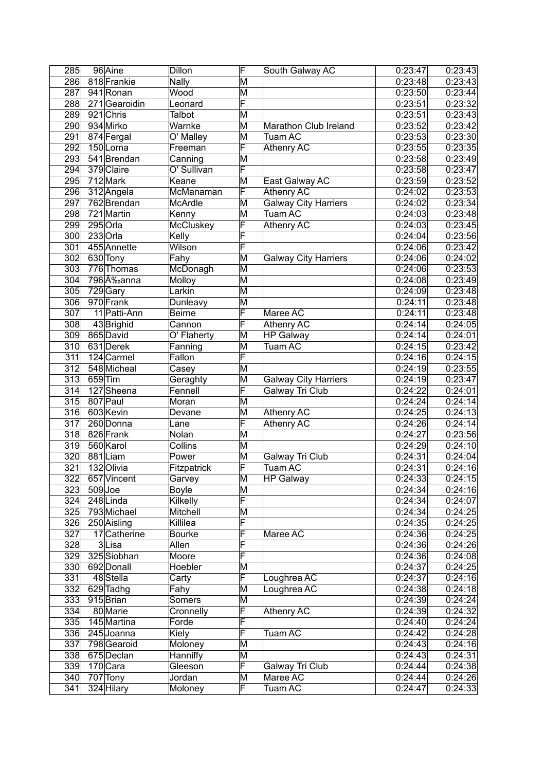| | | | | | | | |
|---|---|---|---|---|---|---|---|
| 285 | 96 | Aine | Dillon | F | South Galway AC | 0:23:47 | 0:23:43 |
| 286 | 818 | Frankie | Nally | M | | 0:23:48 | 0:23:43 |
| 287 | 941 | Ronan | Wood | M | | 0:23:50 | 0:23:44 |
| 288 | 271 | Gearoidin | Leonard | F | | 0:23:51 | 0:23:32 |
| 289 | 921 | Chris | Talbot | M | | 0:23:51 | 0:23:43 |
| 290 | 934 | Mirko | Warnke | M | Marathon Club Ireland | 0:23:52 | 0:23:42 |
| 291 | 874 | Fergal | O' Malley | M | Tuam AC | 0:23:53 | 0:23:30 |
| 292 | 150 | Lorna | Freeman | F | Athenry AC | 0:23:55 | 0:23:35 |
| 293 | 541 | Brendan | Canning | M | | 0:23:58 | 0:23:49 |
| 294 | 379 | Claire | O' Sullivan | F | | 0:23:58 | 0:23:47 |
| 295 | 712 | Mark | Keane | M | East Galway AC | 0:23:59 | 0:23:52 |
| 296 | 312 | Angela | McManaman | F | Athenry AC | 0:24:02 | 0:23:53 |
| 297 | 762 | Brendan | McArdle | M | Galway City Harriers | 0:24:02 | 0:23:34 |
| 298 | 721 | Martin | Kenny | M | Tuam AC | 0:24:03 | 0:23:48 |
| 299 | 295 | Orla | McCluskey | F | Athenry AC | 0:24:03 | 0:23:45 |
| 300 | 233 | Orla | Kelly | F | | 0:24:04 | 0:23:56 |
| 301 | 455 | Annette | Wilson | F | | 0:24:06 | 0:23:42 |
| 302 | 630 | Tony | Fahy | M | Galway City Harriers | 0:24:06 | 0:24:02 |
| 303 | 776 | Thomas | McDonagh | M | | 0:24:06 | 0:23:53 |
| 304 | 796 | Ã‰anna | Molloy | M | | 0:24:08 | 0:23:49 |
| 305 | 729 | Gary | Larkin | M | | 0:24:09 | 0:23:48 |
| 306 | 970 | Frank | Dunleavy | M | | 0:24:11 | 0:23:48 |
| 307 | 11 | Patti-Ann | Beirne | F | Maree AC | 0:24:11 | 0:23:48 |
| 308 | 43 | Brighid | Cannon | F | Athenry AC | 0:24:14 | 0:24:05 |
| 309 | 865 | David | O' Flaherty | M | HP Galway | 0:24:14 | 0:24:01 |
| 310 | 631 | Derek | Fanning | M | Tuam AC | 0:24:15 | 0:23:42 |
| 311 | 124 | Carmel | Fallon | F | | 0:24:16 | 0:24:15 |
| 312 | 548 | Micheal | Casey | M | | 0:24:19 | 0:23:55 |
| 313 | 659 | Tim | Geraghty | M | Galway City Harriers | 0:24:19 | 0:23:47 |
| 314 | 127 | Sheena | Fennell | F | Galway Tri Club | 0:24:22 | 0:24:01 |
| 315 | 807 | Paul | Moran | M | | 0:24:24 | 0:24:14 |
| 316 | 603 | Kevin | Devane | M | Athenry AC | 0:24:25 | 0:24:13 |
| 317 | 260 | Donna | Lane | F | Athenry AC | 0:24:26 | 0:24:14 |
| 318 | 826 | Frank | Nolan | M | | 0:24:27 | 0:23:56 |
| 319 | 560 | Karol | Collins | M | | 0:24:29 | 0:24:10 |
| 320 | 881 | Liam | Power | M | Galway Tri Club | 0:24:31 | 0:24:04 |
| 321 | 132 | Olivia | Fitzpatrick | F | Tuam AC | 0:24:31 | 0:24:16 |
| 322 | 657 | Vincent | Garvey | M | HP Galway | 0:24:33 | 0:24:15 |
| 323 | 509 | Joe | Boyle | M | | 0:24:34 | 0:24:16 |
| 324 | 248 | Linda | Kilkelly | F | | 0:24:34 | 0:24:07 |
| 325 | 793 | Michael | Mitchell | M | | 0:24:34 | 0:24:25 |
| 326 | 250 | Aisling | Killilea | F | | 0:24:35 | 0:24:25 |
| 327 | 17 | Catherine | Bourke | F | Maree AC | 0:24:36 | 0:24:25 |
| 328 | 3 | Lisa | Allen | F | | 0:24:36 | 0:24:26 |
| 329 | 325 | Siobhan | Moore | F | | 0:24:36 | 0:24:08 |
| 330 | 692 | Donall | Hoebler | M | | 0:24:37 | 0:24:25 |
| 331 | 48 | Stella | Carty | F | Loughrea AC | 0:24:37 | 0:24:16 |
| 332 | 629 | Tadhg | Fahy | M | Loughrea AC | 0:24:38 | 0:24:18 |
| 333 | 915 | Brian | Somers | M | | 0:24:39 | 0:24:24 |
| 334 | 80 | Marie | Cronnelly | F | Athenry AC | 0:24:39 | 0:24:32 |
| 335 | 145 | Martina | Forde | F | | 0:24:40 | 0:24:24 |
| 336 | 245 | Joanna | Kiely | F | Tuam AC | 0:24:42 | 0:24:28 |
| 337 | 798 | Gearoid | Moloney | M | | 0:24:43 | 0:24:16 |
| 338 | 675 | Declan | Hanniffy | M | | 0:24:43 | 0:24:31 |
| 339 | 170 | Cara | Gleeson | F | Galway Tri Club | 0:24:44 | 0:24:38 |
| 340 | 707 | Tony | Jordan | M | Maree AC | 0:24:44 | 0:24:26 |
| 341 | 324 | Hilary | Moloney | F | Tuam AC | 0:24:47 | 0:24:33 |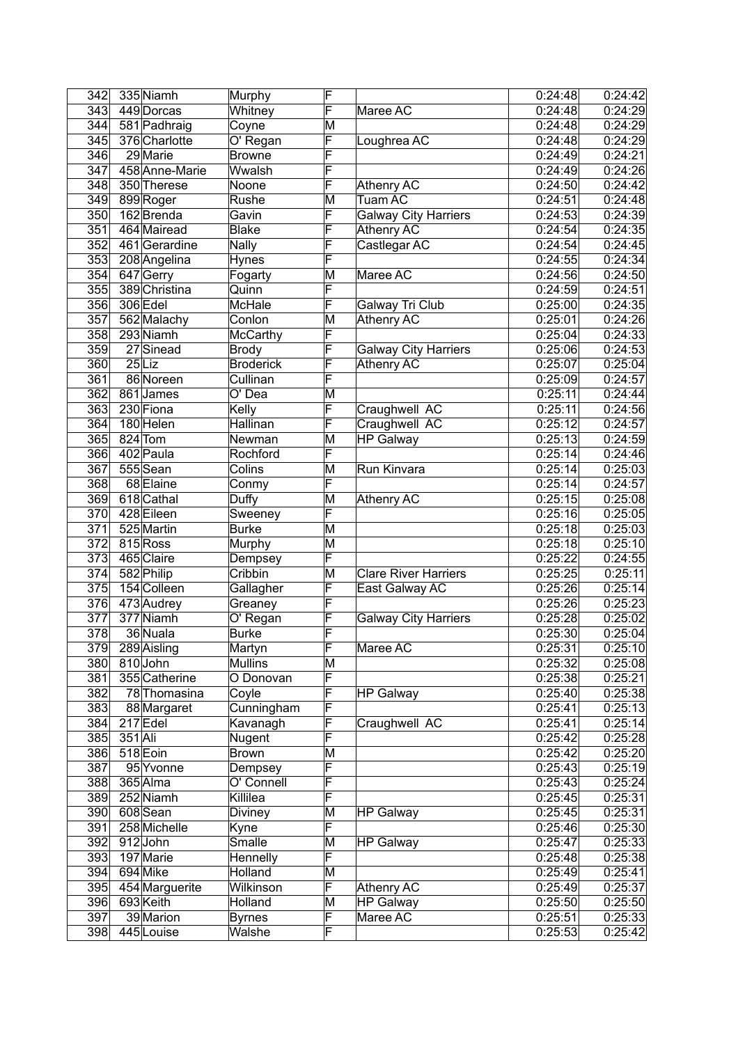| | | | | | | | |
|---|---|---|---|---|---|---|---|
| 342 | 335 | Niamh | Murphy | F | | 0:24:48 | 0:24:42 |
| 343 | 449 | Dorcas | Whitney | F | Maree AC | 0:24:48 | 0:24:29 |
| 344 | 581 | Padhraig | Coyne | M | | 0:24:48 | 0:24:29 |
| 345 | 376 | Charlotte | O' Regan | F | Loughrea AC | 0:24:48 | 0:24:29 |
| 346 | 29 | Marie | Browne | F | | 0:24:49 | 0:24:21 |
| 347 | 458 | Anne-Marie | Wwalsh | F | | 0:24:49 | 0:24:26 |
| 348 | 350 | Therese | Noone | F | Athenry AC | 0:24:50 | 0:24:42 |
| 349 | 899 | Roger | Rushe | M | Tuam AC | 0:24:51 | 0:24:48 |
| 350 | 162 | Brenda | Gavin | F | Galway City Harriers | 0:24:53 | 0:24:39 |
| 351 | 464 | Mairead | Blake | F | Athenry AC | 0:24:54 | 0:24:35 |
| 352 | 461 | Gerardine | Nally | F | Castlegar AC | 0:24:54 | 0:24:45 |
| 353 | 208 | Angelina | Hynes | F | | 0:24:55 | 0:24:34 |
| 354 | 647 | Gerry | Fogarty | M | Maree AC | 0:24:56 | 0:24:50 |
| 355 | 389 | Christina | Quinn | F | | 0:24:59 | 0:24:51 |
| 356 | 306 | Edel | McHale | F | Galway Tri Club | 0:25:00 | 0:24:35 |
| 357 | 562 | Malachy | Conlon | M | Athenry AC | 0:25:01 | 0:24:26 |
| 358 | 293 | Niamh | McCarthy | F | | 0:25:04 | 0:24:33 |
| 359 | 27 | Sinead | Brody | F | Galway City Harriers | 0:25:06 | 0:24:53 |
| 360 | 25 | Liz | Broderick | F | Athenry AC | 0:25:07 | 0:25:04 |
| 361 | 86 | Noreen | Cullinan | F | | 0:25:09 | 0:24:57 |
| 362 | 861 | James | O' Dea | M | | 0:25:11 | 0:24:44 |
| 363 | 230 | Fiona | Kelly | F | Craughwell AC | 0:25:11 | 0:24:56 |
| 364 | 180 | Helen | Hallinan | F | Craughwell AC | 0:25:12 | 0:24:57 |
| 365 | 824 | Tom | Newman | M | HP Galway | 0:25:13 | 0:24:59 |
| 366 | 402 | Paula | Rochford | F | | 0:25:14 | 0:24:46 |
| 367 | 555 | Sean | Colins | M | Run Kinvara | 0:25:14 | 0:25:03 |
| 368 | 68 | Elaine | Conmy | F | | 0:25:14 | 0:24:57 |
| 369 | 618 | Cathal | Duffy | M | Athenry AC | 0:25:15 | 0:25:08 |
| 370 | 428 | Eileen | Sweeney | F | | 0:25:16 | 0:25:05 |
| 371 | 525 | Martin | Burke | M | | 0:25:18 | 0:25:03 |
| 372 | 815 | Ross | Murphy | M | | 0:25:18 | 0:25:10 |
| 373 | 465 | Claire | Dempsey | F | | 0:25:22 | 0:24:55 |
| 374 | 582 | Philip | Cribbin | M | Clare River Harriers | 0:25:25 | 0:25:11 |
| 375 | 154 | Colleen | Gallagher | F | East Galway AC | 0:25:26 | 0:25:14 |
| 376 | 473 | Audrey | Greaney | F | | 0:25:26 | 0:25:23 |
| 377 | 377 | Niamh | O' Regan | F | Galway City Harriers | 0:25:28 | 0:25:02 |
| 378 | 36 | Nuala | Burke | F | | 0:25:30 | 0:25:04 |
| 379 | 289 | Aisling | Martyn | F | Maree AC | 0:25:31 | 0:25:10 |
| 380 | 810 | John | Mullins | M | | 0:25:32 | 0:25:08 |
| 381 | 355 | Catherine | O Donovan | F | | 0:25:38 | 0:25:21 |
| 382 | 78 | Thomasina | Coyle | F | HP Galway | 0:25:40 | 0:25:38 |
| 383 | 88 | Margaret | Cunningham | F | | 0:25:41 | 0:25:13 |
| 384 | 217 | Edel | Kavanagh | F | Craughwell AC | 0:25:41 | 0:25:14 |
| 385 | 351 | Ali | Nugent | F | | 0:25:42 | 0:25:28 |
| 386 | 518 | Eoin | Brown | M | | 0:25:42 | 0:25:20 |
| 387 | 95 | Yvonne | Dempsey | F | | 0:25:43 | 0:25:19 |
| 388 | 365 | Alma | O' Connell | F | | 0:25:43 | 0:25:24 |
| 389 | 252 | Niamh | Killilea | F | | 0:25:45 | 0:25:31 |
| 390 | 608 | Sean | Diviney | M | HP Galway | 0:25:45 | 0:25:31 |
| 391 | 258 | Michelle | Kyne | F | | 0:25:46 | 0:25:30 |
| 392 | 912 | John | Smalle | M | HP Galway | 0:25:47 | 0:25:33 |
| 393 | 197 | Marie | Hennelly | F | | 0:25:48 | 0:25:38 |
| 394 | 694 | Mike | Holland | M | | 0:25:49 | 0:25:41 |
| 395 | 454 | Marguerite | Wilkinson | F | Athenry AC | 0:25:49 | 0:25:37 |
| 396 | 693 | Keith | Holland | M | HP Galway | 0:25:50 | 0:25:50 |
| 397 | 39 | Marion | Byrnes | F | Maree AC | 0:25:51 | 0:25:33 |
| 398 | 445 | Louise | Walshe | F | | 0:25:53 | 0:25:42 |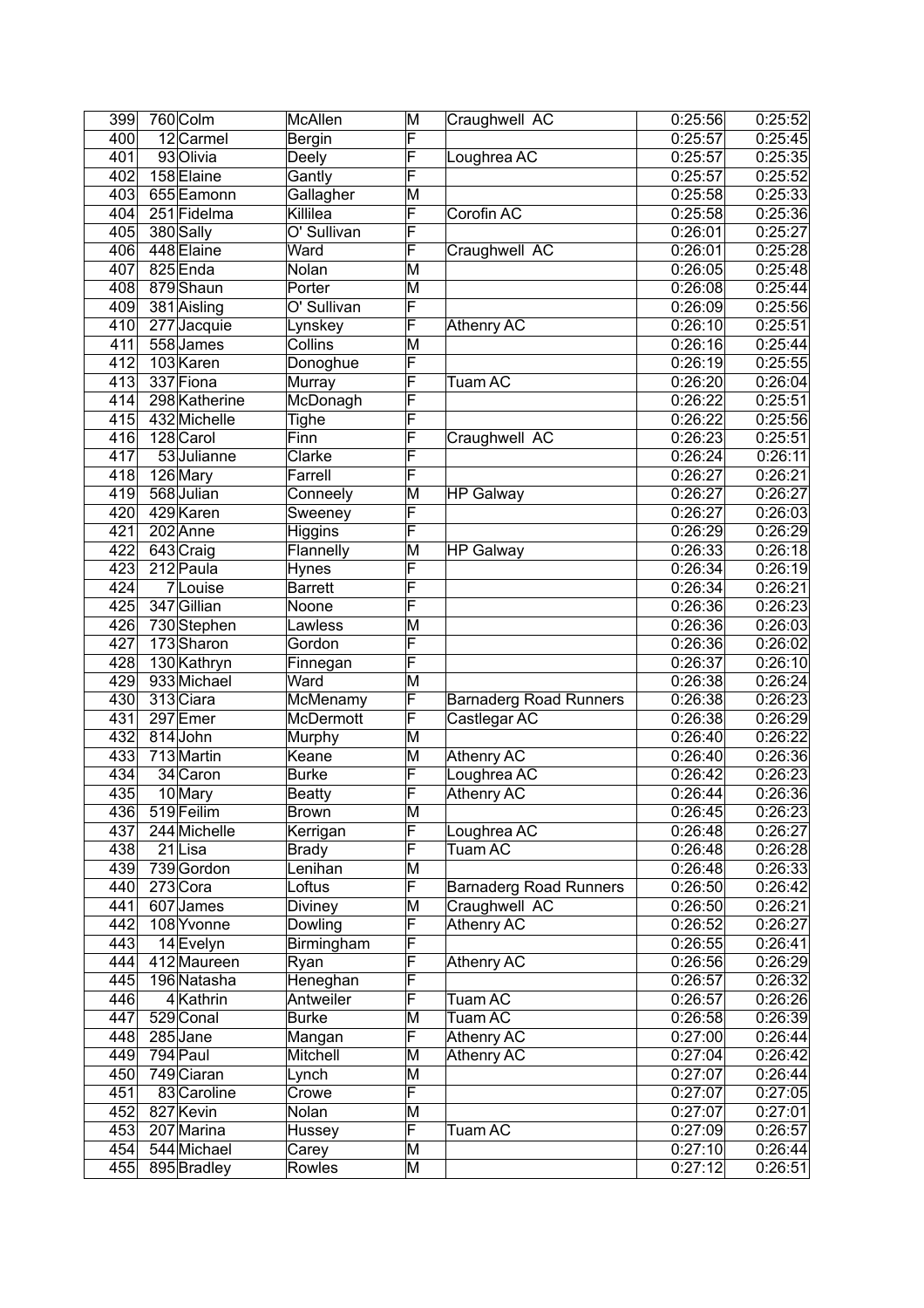| 399 | 760 | Colm | McAllen | M | Craughwell AC | 0:25:56 | 0:25:52 |
|---|---|---|---|---|---|---|---|
| 400 | 12 | Carmel | Bergin | F | | 0:25:57 | 0:25:45 |
| 401 | 93 | Olivia | Deely | F | Loughrea AC | 0:25:57 | 0:25:35 |
| 402 | 158 | Elaine | Gantly | F | | 0:25:57 | 0:25:52 |
| 403 | 655 | Eamonn | Gallagher | M | | 0:25:58 | 0:25:33 |
| 404 | 251 | Fidelma | Killilea | F | Corofin AC | 0:25:58 | 0:25:36 |
| 405 | 380 | Sally | O' Sullivan | F | | 0:26:01 | 0:25:27 |
| 406 | 448 | Elaine | Ward | F | Craughwell AC | 0:26:01 | 0:25:28 |
| 407 | 825 | Enda | Nolan | M | | 0:26:05 | 0:25:48 |
| 408 | 879 | Shaun | Porter | M | | 0:26:08 | 0:25:44 |
| 409 | 381 | Aisling | O' Sullivan | F | | 0:26:09 | 0:25:56 |
| 410 | 277 | Jacquie | Lynskey | F | Athenry AC | 0:26:10 | 0:25:51 |
| 411 | 558 | James | Collins | M | | 0:26:16 | 0:25:44 |
| 412 | 103 | Karen | Donoghue | F | | 0:26:19 | 0:25:55 |
| 413 | 337 | Fiona | Murray | F | Tuam AC | 0:26:20 | 0:26:04 |
| 414 | 298 | Katherine | McDonagh | F | | 0:26:22 | 0:25:51 |
| 415 | 432 | Michelle | Tighe | F | | 0:26:22 | 0:25:56 |
| 416 | 128 | Carol | Finn | F | Craughwell AC | 0:26:23 | 0:25:51 |
| 417 | 53 | Julianne | Clarke | F | | 0:26:24 | 0:26:11 |
| 418 | 126 | Mary | Farrell | F | | 0:26:27 | 0:26:21 |
| 419 | 568 | Julian | Conneely | M | HP Galway | 0:26:27 | 0:26:27 |
| 420 | 429 | Karen | Sweeney | F | | 0:26:27 | 0:26:03 |
| 421 | 202 | Anne | Higgins | F | | 0:26:29 | 0:26:29 |
| 422 | 643 | Craig | Flannelly | M | HP Galway | 0:26:33 | 0:26:18 |
| 423 | 212 | Paula | Hynes | F | | 0:26:34 | 0:26:19 |
| 424 | 7 | Louise | Barrett | F | | 0:26:34 | 0:26:21 |
| 425 | 347 | Gillian | Noone | F | | 0:26:36 | 0:26:23 |
| 426 | 730 | Stephen | Lawless | M | | 0:26:36 | 0:26:03 |
| 427 | 173 | Sharon | Gordon | F | | 0:26:36 | 0:26:02 |
| 428 | 130 | Kathryn | Finnegan | F | | 0:26:37 | 0:26:10 |
| 429 | 933 | Michael | Ward | M | | 0:26:38 | 0:26:24 |
| 430 | 313 | Ciara | McMenamy | F | Barnaderg Road Runners | 0:26:38 | 0:26:23 |
| 431 | 297 | Emer | McDermott | F | Castlegar AC | 0:26:38 | 0:26:29 |
| 432 | 814 | John | Murphy | M | | 0:26:40 | 0:26:22 |
| 433 | 713 | Martin | Keane | M | Athenry AC | 0:26:40 | 0:26:36 |
| 434 | 34 | Caron | Burke | F | Loughrea AC | 0:26:42 | 0:26:23 |
| 435 | 10 | Mary | Beatty | F | Athenry AC | 0:26:44 | 0:26:36 |
| 436 | 519 | Feilim | Brown | M | | 0:26:45 | 0:26:23 |
| 437 | 244 | Michelle | Kerrigan | F | Loughrea AC | 0:26:48 | 0:26:27 |
| 438 | 21 | Lisa | Brady | F | Tuam AC | 0:26:48 | 0:26:28 |
| 439 | 739 | Gordon | Lenihan | M | | 0:26:48 | 0:26:33 |
| 440 | 273 | Cora | Loftus | F | Barnaderg Road Runners | 0:26:50 | 0:26:42 |
| 441 | 607 | James | Diviney | M | Craughwell AC | 0:26:50 | 0:26:21 |
| 442 | 108 | Yvonne | Dowling | F | Athenry AC | 0:26:52 | 0:26:27 |
| 443 | 14 | Evelyn | Birmingham | F | | 0:26:55 | 0:26:41 |
| 444 | 412 | Maureen | Ryan | F | Athenry AC | 0:26:56 | 0:26:29 |
| 445 | 196 | Natasha | Heneghan | F | | 0:26:57 | 0:26:32 |
| 446 | 4 | Kathrin | Antweiler | F | Tuam AC | 0:26:57 | 0:26:26 |
| 447 | 529 | Conal | Burke | M | Tuam AC | 0:26:58 | 0:26:39 |
| 448 | 285 | Jane | Mangan | F | Athenry AC | 0:27:00 | 0:26:44 |
| 449 | 794 | Paul | Mitchell | M | Athenry AC | 0:27:04 | 0:26:42 |
| 450 | 749 | Ciaran | Lynch | M | | 0:27:07 | 0:26:44 |
| 451 | 83 | Caroline | Crowe | F | | 0:27:07 | 0:27:05 |
| 452 | 827 | Kevin | Nolan | M | | 0:27:07 | 0:27:01 |
| 453 | 207 | Marina | Hussey | F | Tuam AC | 0:27:09 | 0:26:57 |
| 454 | 544 | Michael | Carey | M | | 0:27:10 | 0:26:44 |
| 455 | 895 | Bradley | Rowles | M | | 0:27:12 | 0:26:51 |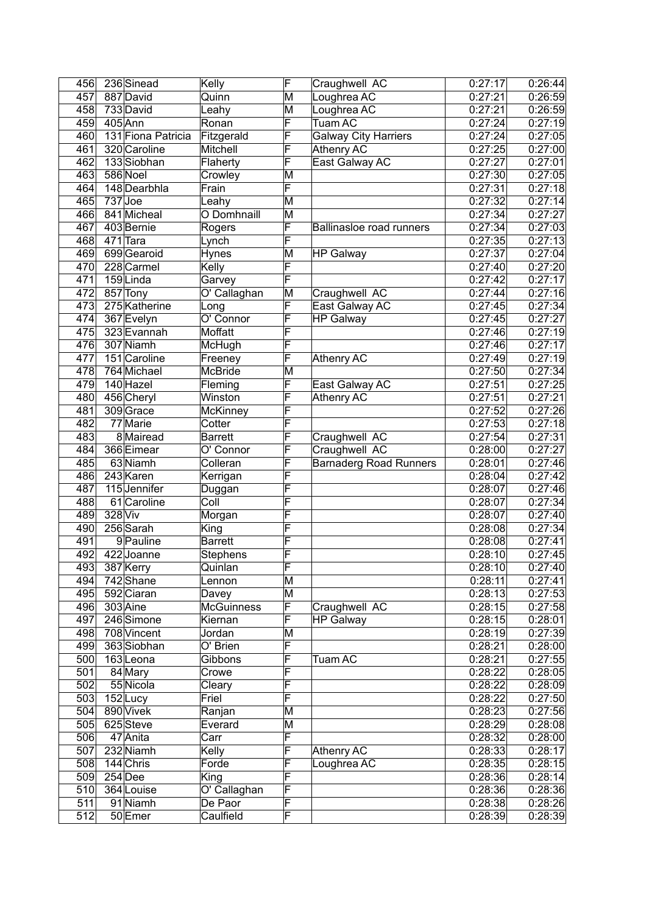| 456 | 236 | Sinead | Kelly | F | Craughwell AC | 0:27:17 | 0:26:44 |
|---|---|---|---|---|---|---|---|
| 457 | 887 | David | Quinn | M | Loughrea AC | 0:27:21 | 0:26:59 |
| 458 | 733 | David | Leahy | M | Loughrea AC | 0:27:21 | 0:26:59 |
| 459 | 405 | Ann | Ronan | F | Tuam AC | 0:27:24 | 0:27:19 |
| 460 | 131 | Fiona Patricia | Fitzgerald | F | Galway City Harriers | 0:27:24 | 0:27:05 |
| 461 | 320 | Caroline | Mitchell | F | Athenry AC | 0:27:25 | 0:27:00 |
| 462 | 133 | Siobhan | Flaherty | F | East Galway AC | 0:27:27 | 0:27:01 |
| 463 | 586 | Noel | Crowley | M | | 0:27:30 | 0:27:05 |
| 464 | 148 | Dearbhla | Frain | F | | 0:27:31 | 0:27:18 |
| 465 | 737 | Joe | Leahy | M | | 0:27:32 | 0:27:14 |
| 466 | 841 | Micheal | O Domhnaill | M | | 0:27:34 | 0:27:27 |
| 467 | 403 | Bernie | Rogers | F | Ballinasloe road runners | 0:27:34 | 0:27:03 |
| 468 | 471 | Tara | Lynch | F | | 0:27:35 | 0:27:13 |
| 469 | 699 | Gearoid | Hynes | M | HP Galway | 0:27:37 | 0:27:04 |
| 470 | 228 | Carmel | Kelly | F | | 0:27:40 | 0:27:20 |
| 471 | 159 | Linda | Garvey | F | | 0:27:42 | 0:27:17 |
| 472 | 857 | Tony | O' Callaghan | M | Craughwell AC | 0:27:44 | 0:27:16 |
| 473 | 275 | Katherine | Long | F | East Galway AC | 0:27:45 | 0:27:34 |
| 474 | 367 | Evelyn | O' Connor | F | HP Galway | 0:27:45 | 0:27:27 |
| 475 | 323 | Evannah | Moffatt | F | | 0:27:46 | 0:27:19 |
| 476 | 307 | Niamh | McHugh | F | | 0:27:46 | 0:27:17 |
| 477 | 151 | Caroline | Freeney | F | Athenry AC | 0:27:49 | 0:27:19 |
| 478 | 764 | Michael | McBride | M | | 0:27:50 | 0:27:34 |
| 479 | 140 | Hazel | Fleming | F | East Galway AC | 0:27:51 | 0:27:25 |
| 480 | 456 | Cheryl | Winston | F | Athenry AC | 0:27:51 | 0:27:21 |
| 481 | 309 | Grace | McKinney | F | | 0:27:52 | 0:27:26 |
| 482 | 77 | Marie | Cotter | F | | 0:27:53 | 0:27:18 |
| 483 | 8 | Mairead | Barrett | F | Craughwell AC | 0:27:54 | 0:27:31 |
| 484 | 366 | Eimear | O' Connor | F | Craughwell AC | 0:28:00 | 0:27:27 |
| 485 | 63 | Niamh | Colleran | F | Barnaderg Road Runners | 0:28:01 | 0:27:46 |
| 486 | 243 | Karen | Kerrigan | F | | 0:28:04 | 0:27:42 |
| 487 | 115 | Jennifer | Duggan | F | | 0:28:07 | 0:27:46 |
| 488 | 61 | Caroline | Coll | F | | 0:28:07 | 0:27:34 |
| 489 | 328 | Viv | Morgan | F | | 0:28:07 | 0:27:40 |
| 490 | 256 | Sarah | King | F | | 0:28:08 | 0:27:34 |
| 491 | 9 | Pauline | Barrett | F | | 0:28:08 | 0:27:41 |
| 492 | 422 | Joanne | Stephens | F | | 0:28:10 | 0:27:45 |
| 493 | 387 | Kerry | Quinlan | F | | 0:28:10 | 0:27:40 |
| 494 | 742 | Shane | Lennon | M | | 0:28:11 | 0:27:41 |
| 495 | 592 | Ciaran | Davey | M | | 0:28:13 | 0:27:53 |
| 496 | 303 | Aine | McGuinness | F | Craughwell AC | 0:28:15 | 0:27:58 |
| 497 | 246 | Simone | Kiernan | F | HP Galway | 0:28:15 | 0:28:01 |
| 498 | 708 | Vincent | Jordan | M | | 0:28:19 | 0:27:39 |
| 499 | 363 | Siobhan | O' Brien | F | | 0:28:21 | 0:28:00 |
| 500 | 163 | Leona | Gibbons | F | Tuam AC | 0:28:21 | 0:27:55 |
| 501 | 84 | Mary | Crowe | F | | 0:28:22 | 0:28:05 |
| 502 | 55 | Nicola | Cleary | F | | 0:28:22 | 0:28:09 |
| 503 | 152 | Lucy | Friel | F | | 0:28:22 | 0:27:50 |
| 504 | 890 | Vivek | Ranjan | M | | 0:28:23 | 0:27:56 |
| 505 | 625 | Steve | Everard | M | | 0:28:29 | 0:28:08 |
| 506 | 47 | Anita | Carr | F | | 0:28:32 | 0:28:00 |
| 507 | 232 | Niamh | Kelly | F | Athenry AC | 0:28:33 | 0:28:17 |
| 508 | 144 | Chris | Forde | F | Loughrea AC | 0:28:35 | 0:28:15 |
| 509 | 254 | Dee | King | F | | 0:28:36 | 0:28:14 |
| 510 | 364 | Louise | O' Callaghan | F | | 0:28:36 | 0:28:36 |
| 511 | 91 | Niamh | De Paor | F | | 0:28:38 | 0:28:26 |
| 512 | 50 | Emer | Caulfield | F | | 0:28:39 | 0:28:39 |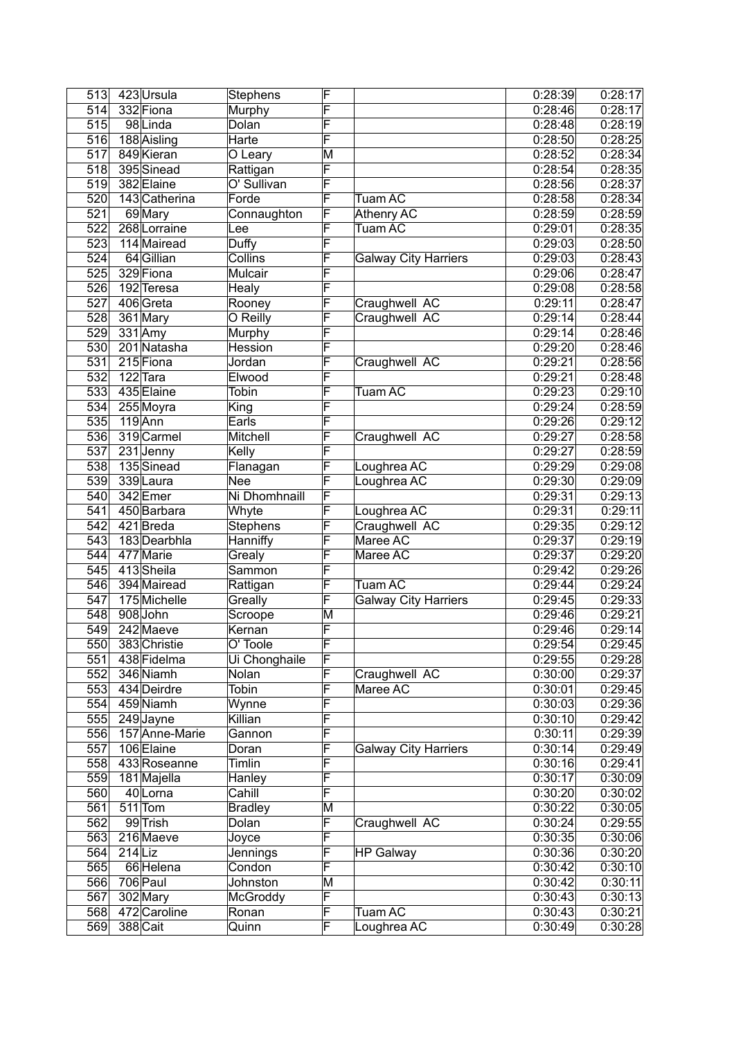| 513 | 423 | Ursula | Stephens | F | | 0:28:39 | 0:28:17 |
|---|---|---|---|---|---|---|---|
| 514 | 332 | Fiona | Murphy | F | | 0:28:46 | 0:28:17 |
| 515 | 98 | Linda | Dolan | F | | 0:28:48 | 0:28:19 |
| 516 | 188 | Aisling | Harte | F | | 0:28:50 | 0:28:25 |
| 517 | 849 | Kieran | O Leary | M | | 0:28:52 | 0:28:34 |
| 518 | 395 | Sinead | Rattigan | F | | 0:28:54 | 0:28:35 |
| 519 | 382 | Elaine | O' Sullivan | F | | 0:28:56 | 0:28:37 |
| 520 | 143 | Catherina | Forde | F | Tuam AC | 0:28:58 | 0:28:34 |
| 521 | 69 | Mary | Connaughton | F | Athenry AC | 0:28:59 | 0:28:59 |
| 522 | 268 | Lorraine | Lee | F | Tuam AC | 0:29:01 | 0:28:35 |
| 523 | 114 | Mairead | Duffy | F | | 0:29:03 | 0:28:50 |
| 524 | 64 | Gillian | Collins | F | Galway City Harriers | 0:29:03 | 0:28:43 |
| 525 | 329 | Fiona | Mulcair | F | | 0:29:06 | 0:28:47 |
| 526 | 192 | Teresa | Healy | F | | 0:29:08 | 0:28:58 |
| 527 | 406 | Greta | Rooney | F | Craughwell AC | 0:29:11 | 0:28:47 |
| 528 | 361 | Mary | O Reilly | F | Craughwell AC | 0:29:14 | 0:28:44 |
| 529 | 331 | Amy | Murphy | F | | 0:29:14 | 0:28:46 |
| 530 | 201 | Natasha | Hession | F | | 0:29:20 | 0:28:46 |
| 531 | 215 | Fiona | Jordan | F | Craughwell AC | 0:29:21 | 0:28:56 |
| 532 | 122 | Tara | Elwood | F | | 0:29:21 | 0:28:48 |
| 533 | 435 | Elaine | Tobin | F | Tuam AC | 0:29:23 | 0:29:10 |
| 534 | 255 | Moyra | King | F | | 0:29:24 | 0:28:59 |
| 535 | 119 | Ann | Earls | F | | 0:29:26 | 0:29:12 |
| 536 | 319 | Carmel | Mitchell | F | Craughwell AC | 0:29:27 | 0:28:58 |
| 537 | 231 | Jenny | Kelly | F | | 0:29:27 | 0:28:59 |
| 538 | 135 | Sinead | Flanagan | F | Loughrea AC | 0:29:29 | 0:29:08 |
| 539 | 339 | Laura | Nee | F | Loughrea AC | 0:29:30 | 0:29:09 |
| 540 | 342 | Emer | Ni Dhomhnaill | F | | 0:29:31 | 0:29:13 |
| 541 | 450 | Barbara | Whyte | F | Loughrea AC | 0:29:31 | 0:29:11 |
| 542 | 421 | Breda | Stephens | F | Craughwell AC | 0:29:35 | 0:29:12 |
| 543 | 183 | Dearbhla | Hanniffy | F | Maree AC | 0:29:37 | 0:29:19 |
| 544 | 477 | Marie | Grealy | F | Maree AC | 0:29:37 | 0:29:20 |
| 545 | 413 | Sheila | Sammon | F | | 0:29:42 | 0:29:26 |
| 546 | 394 | Mairead | Rattigan | F | Tuam AC | 0:29:44 | 0:29:24 |
| 547 | 175 | Michelle | Greally | F | Galway City Harriers | 0:29:45 | 0:29:33 |
| 548 | 908 | John | Scroope | M | | 0:29:46 | 0:29:21 |
| 549 | 242 | Maeve | Kernan | F | | 0:29:46 | 0:29:14 |
| 550 | 383 | Christie | O' Toole | F | | 0:29:54 | 0:29:45 |
| 551 | 438 | Fidelma | Ui Chonghaile | F | | 0:29:55 | 0:29:28 |
| 552 | 346 | Niamh | Nolan | F | Craughwell AC | 0:30:00 | 0:29:37 |
| 553 | 434 | Deirdre | Tobin | F | Maree AC | 0:30:01 | 0:29:45 |
| 554 | 459 | Niamh | Wynne | F | | 0:30:03 | 0:29:36 |
| 555 | 249 | Jayne | Killian | F | | 0:30:10 | 0:29:42 |
| 556 | 157 | Anne-Marie | Gannon | F | | 0:30:11 | 0:29:39 |
| 557 | 106 | Elaine | Doran | F | Galway City Harriers | 0:30:14 | 0:29:49 |
| 558 | 433 | Roseanne | Timlin | F | | 0:30:16 | 0:29:41 |
| 559 | 181 | Majella | Hanley | F | | 0:30:17 | 0:30:09 |
| 560 | 40 | Lorna | Cahill | F | | 0:30:20 | 0:30:02 |
| 561 | 511 | Tom | Bradley | M | | 0:30:22 | 0:30:05 |
| 562 | 99 | Trish | Dolan | F | Craughwell AC | 0:30:24 | 0:29:55 |
| 563 | 216 | Maeve | Joyce | F | | 0:30:35 | 0:30:06 |
| 564 | 214 | Liz | Jennings | F | HP Galway | 0:30:36 | 0:30:20 |
| 565 | 66 | Helena | Condon | F | | 0:30:42 | 0:30:10 |
| 566 | 706 | Paul | Johnston | M | | 0:30:42 | 0:30:11 |
| 567 | 302 | Mary | McGroddy | F | | 0:30:43 | 0:30:13 |
| 568 | 472 | Caroline | Ronan | F | Tuam AC | 0:30:43 | 0:30:21 |
| 569 | 388 | Cait | Quinn | F | Loughrea AC | 0:30:49 | 0:30:28 |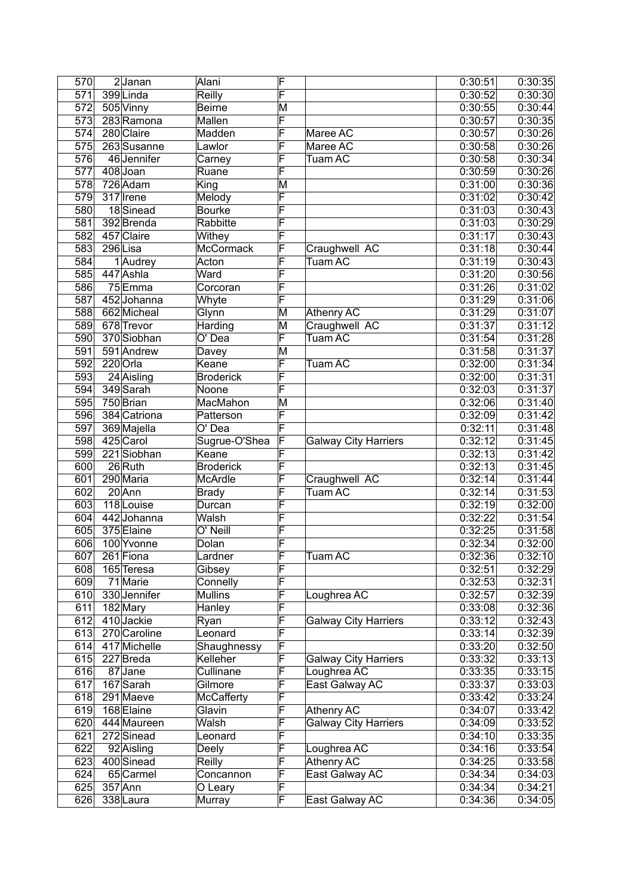| | | | | | | | |
|---|---|---|---|---|---|---|---|
| 570 | 2 | Janan | Alani | F | | 0:30:51 | 0:30:35 |
| 571 | 399 | Linda | Reilly | F | | 0:30:52 | 0:30:30 |
| 572 | 505 | Vinny | Beirne | M | | 0:30:55 | 0:30:44 |
| 573 | 283 | Ramona | Mallen | F | | 0:30:57 | 0:30:35 |
| 574 | 280 | Claire | Madden | F | Maree AC | 0:30:57 | 0:30:26 |
| 575 | 263 | Susanne | Lawlor | F | Maree AC | 0:30:58 | 0:30:26 |
| 576 | 46 | Jennifer | Carney | F | Tuam AC | 0:30:58 | 0:30:34 |
| 577 | 408 | Joan | Ruane | F | | 0:30:59 | 0:30:26 |
| 578 | 726 | Adam | King | M | | 0:31:00 | 0:30:36 |
| 579 | 317 | Irene | Melody | F | | 0:31:02 | 0:30:42 |
| 580 | 18 | Sinead | Bourke | F | | 0:31:03 | 0:30:43 |
| 581 | 392 | Brenda | Rabbitte | F | | 0:31:03 | 0:30:29 |
| 582 | 457 | Claire | Withey | F | | 0:31:17 | 0:30:43 |
| 583 | 296 | Lisa | McCormack | F | Craughwell AC | 0:31:18 | 0:30:44 |
| 584 | 1 | Audrey | Acton | F | Tuam AC | 0:31:19 | 0:30:43 |
| 585 | 447 | Ashla | Ward | F | | 0:31:20 | 0:30:56 |
| 586 | 75 | Emma | Corcoran | F | | 0:31:26 | 0:31:02 |
| 587 | 452 | Johanna | Whyte | F | | 0:31:29 | 0:31:06 |
| 588 | 662 | Micheal | Glynn | M | Athenry AC | 0:31:29 | 0:31:07 |
| 589 | 678 | Trevor | Harding | M | Craughwell AC | 0:31:37 | 0:31:12 |
| 590 | 370 | Siobhan | O' Dea | F | Tuam AC | 0:31:54 | 0:31:28 |
| 591 | 591 | Andrew | Davey | M | | 0:31:58 | 0:31:37 |
| 592 | 220 | Orla | Keane | F | Tuam AC | 0:32:00 | 0:31:34 |
| 593 | 24 | Aisling | Broderick | F | | 0:32:00 | 0:31:31 |
| 594 | 349 | Sarah | Noone | F | | 0:32:03 | 0:31:37 |
| 595 | 750 | Brian | MacMahon | M | | 0:32:06 | 0:31:40 |
| 596 | 384 | Catriona | Patterson | F | | 0:32:09 | 0:31:42 |
| 597 | 369 | Majella | O' Dea | F | | 0:32:11 | 0:31:48 |
| 598 | 425 | Carol | Sugrue-O'Shea | F | Galway City Harriers | 0:32:12 | 0:31:45 |
| 599 | 221 | Siobhan | Keane | F | | 0:32:13 | 0:31:42 |
| 600 | 26 | Ruth | Broderick | F | | 0:32:13 | 0:31:45 |
| 601 | 290 | Maria | McArdle | F | Craughwell AC | 0:32:14 | 0:31:44 |
| 602 | 20 | Ann | Brady | F | Tuam AC | 0:32:14 | 0:31:53 |
| 603 | 118 | Louise | Durcan | F | | 0:32:19 | 0:32:00 |
| 604 | 442 | Johanna | Walsh | F | | 0:32:22 | 0:31:54 |
| 605 | 375 | Elaine | O' Neill | F | | 0:32:25 | 0:31:58 |
| 606 | 100 | Yvonne | Dolan | F | | 0:32:34 | 0:32:00 |
| 607 | 261 | Fiona | Lardner | F | Tuam AC | 0:32:36 | 0:32:10 |
| 608 | 165 | Teresa | Gibsey | F | | 0:32:51 | 0:32:29 |
| 609 | 71 | Marie | Connelly | F | | 0:32:53 | 0:32:31 |
| 610 | 330 | Jennifer | Mullins | F | Loughrea AC | 0:32:57 | 0:32:39 |
| 611 | 182 | Mary | Hanley | F | | 0:33:08 | 0:32:36 |
| 612 | 410 | Jackie | Ryan | F | Galway City Harriers | 0:33:12 | 0:32:43 |
| 613 | 270 | Caroline | Leonard | F | | 0:33:14 | 0:32:39 |
| 614 | 417 | Michelle | Shaughnessy | F | | 0:33:20 | 0:32:50 |
| 615 | 227 | Breda | Kelleher | F | Galway City Harriers | 0:33:32 | 0:33:13 |
| 616 | 87 | Jane | Cullinane | F | Loughrea AC | 0:33:35 | 0:33:15 |
| 617 | 167 | Sarah | Gilmore | F | East Galway AC | 0:33:37 | 0:33:03 |
| 618 | 291 | Maeve | McCafferty | F | | 0:33:42 | 0:33:24 |
| 619 | 168 | Elaine | Glavin | F | Athenry AC | 0:34:07 | 0:33:42 |
| 620 | 444 | Maureen | Walsh | F | Galway City Harriers | 0:34:09 | 0:33:52 |
| 621 | 272 | Sinead | Leonard | F | | 0:34:10 | 0:33:35 |
| 622 | 92 | Aisling | Deely | F | Loughrea AC | 0:34:16 | 0:33:54 |
| 623 | 400 | Sinead | Reilly | F | Athenry AC | 0:34:25 | 0:33:58 |
| 624 | 65 | Carmel | Concannon | F | East Galway AC | 0:34:34 | 0:34:03 |
| 625 | 357 | Ann | O Leary | F | | 0:34:34 | 0:34:21 |
| 626 | 338 | Laura | Murray | F | East Galway AC | 0:34:36 | 0:34:05 |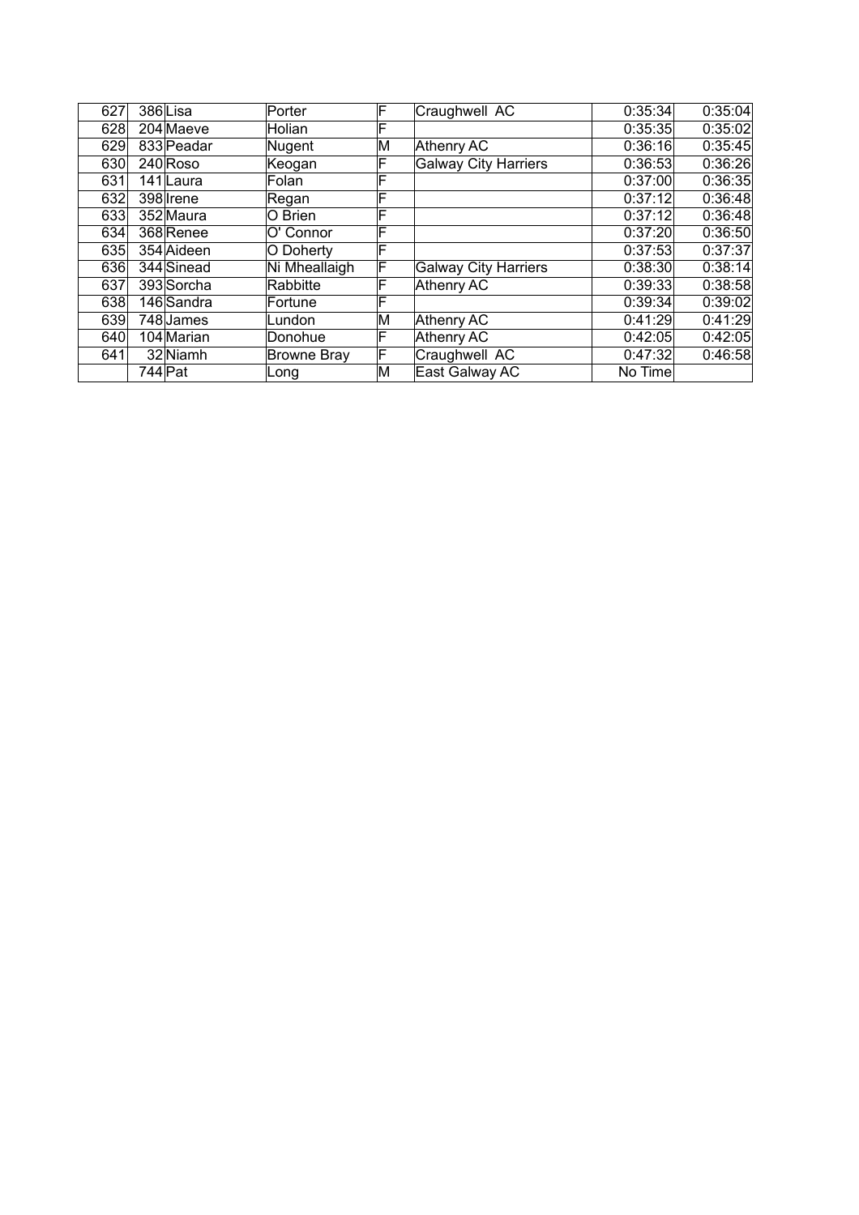| | | | | | | | |
|---|---|---|---|---|---|---|---|
| 627 | 386 | Lisa | Porter | F | Craughwell AC | 0:35:34 | 0:35:04 |
| 628 | 204 | Maeve | Holian | F | | 0:35:35 | 0:35:02 |
| 629 | 833 | Peadar | Nugent | M | Athenry AC | 0:36:16 | 0:35:45 |
| 630 | 240 | Roso | Keogan | F | Galway City Harriers | 0:36:53 | 0:36:26 |
| 631 | 141 | Laura | Folan | F | | 0:37:00 | 0:36:35 |
| 632 | 398 | Irene | Regan | F | | 0:37:12 | 0:36:48 |
| 633 | 352 | Maura | O Brien | F | | 0:37:12 | 0:36:48 |
| 634 | 368 | Renee | O' Connor | F | | 0:37:20 | 0:36:50 |
| 635 | 354 | Aideen | O Doherty | F | | 0:37:53 | 0:37:37 |
| 636 | 344 | Sinead | Ni Mheallaigh | F | Galway City Harriers | 0:38:30 | 0:38:14 |
| 637 | 393 | Sorcha | Rabbitte | F | Athenry AC | 0:39:33 | 0:38:58 |
| 638 | 146 | Sandra | Fortune | F | | 0:39:34 | 0:39:02 |
| 639 | 748 | James | Lundon | M | Athenry AC | 0:41:29 | 0:41:29 |
| 640 | 104 | Marian | Donohue | F | Athenry AC | 0:42:05 | 0:42:05 |
| 641 | 32 | Niamh | Browne Bray | F | Craughwell AC | 0:47:32 | 0:46:58 |
| | 744 | Pat | Long | M | East Galway AC | No Time | |